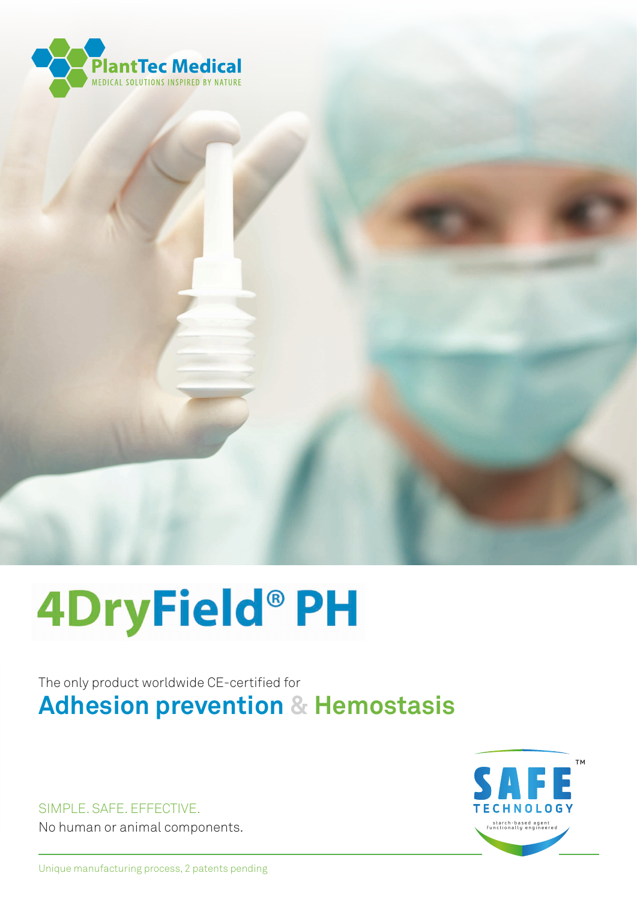PlantTec Medical
MEDICAL SOLUTIONS INSPIRED BY NATURE

# 4DryField® PH

The only product worldwide CE-certified for

## Adhesion prevention & Hemostasis

SIMPLE. SAFE. EFFECTIVE.

No human or animal components.

SAFE™ TECHNOLOGY
starch-based agent functionally engineered

Unique manufacturing process, 2 patents pending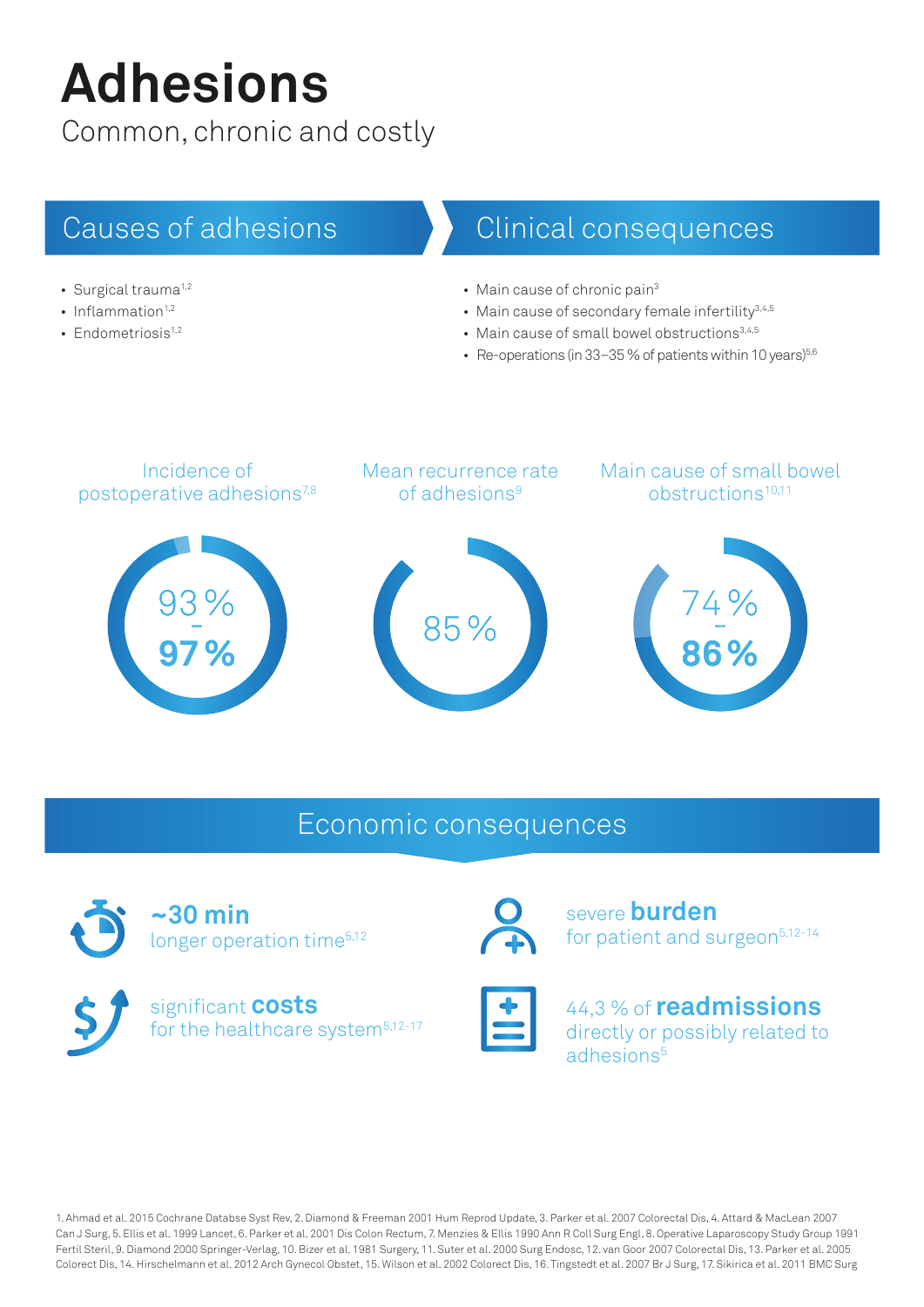# Adhesions

Common, chronic and costly

## Causes of adhesions

- Surgical trauma[1,2]
- Inflammation[1,2]
- Endometriosis[1,2]

## Clinical consequences

- Main cause of chronic pain[3]
- Main cause of secondary female infertility[3,4,5]
- Main cause of small bowel obstructions[3,4,5]
- Re-operations (in 33–35 % of patients within 10 years)[5,6]

Incidence of postoperative adhesions[7,8]

93 % – **97 %**

Mean recurrence rate of adhesions[9]

85 %

Main cause of small bowel obstructions[10,11]

74 % – **86 %**

## Economic consequences

**~30 min**
longer operation time[5,12]

severe **burden**
for patient and surgeon[5,12-14]

significant **costs**
for the healthcare system[5,12-17]

44,3 % of **readmissions**
directly or possibly related to adhesions[5]

1. Ahmad et al. 2015 Cochrane Databse Syst Rev, 2. Diamond & Freeman 2001 Hum Reprod Update, 3. Parker et al. 2007 Colorectal Dis, 4. Attard & MacLean 2007 Can J Surg, 5. Ellis et al. 1999 Lancet, 6. Parker et al. 2001 Dis Colon Rectum, 7. Menzies & Ellis 1990 Ann R Coll Surg Engl, 8. Operative Laparoscopy Study Group 1991 Fertil Steril, 9. Diamond 2000 Springer-Verlag, 10. Bizer et al. 1981 Surgery, 11. Suter et al. 2000 Surg Endosc, 12. van Goor 2007 Colorectal Dis, 13. Parker et al. 2005 Colorect Dis, 14. Hirschelmann et al. 2012 Arch Gynecol Obstet, 15. Wilson et al. 2002 Colorect Dis, 16. Tingstedt et al. 2007 Br J Surg, 17. Sikirica et al. 2011 BMC Surg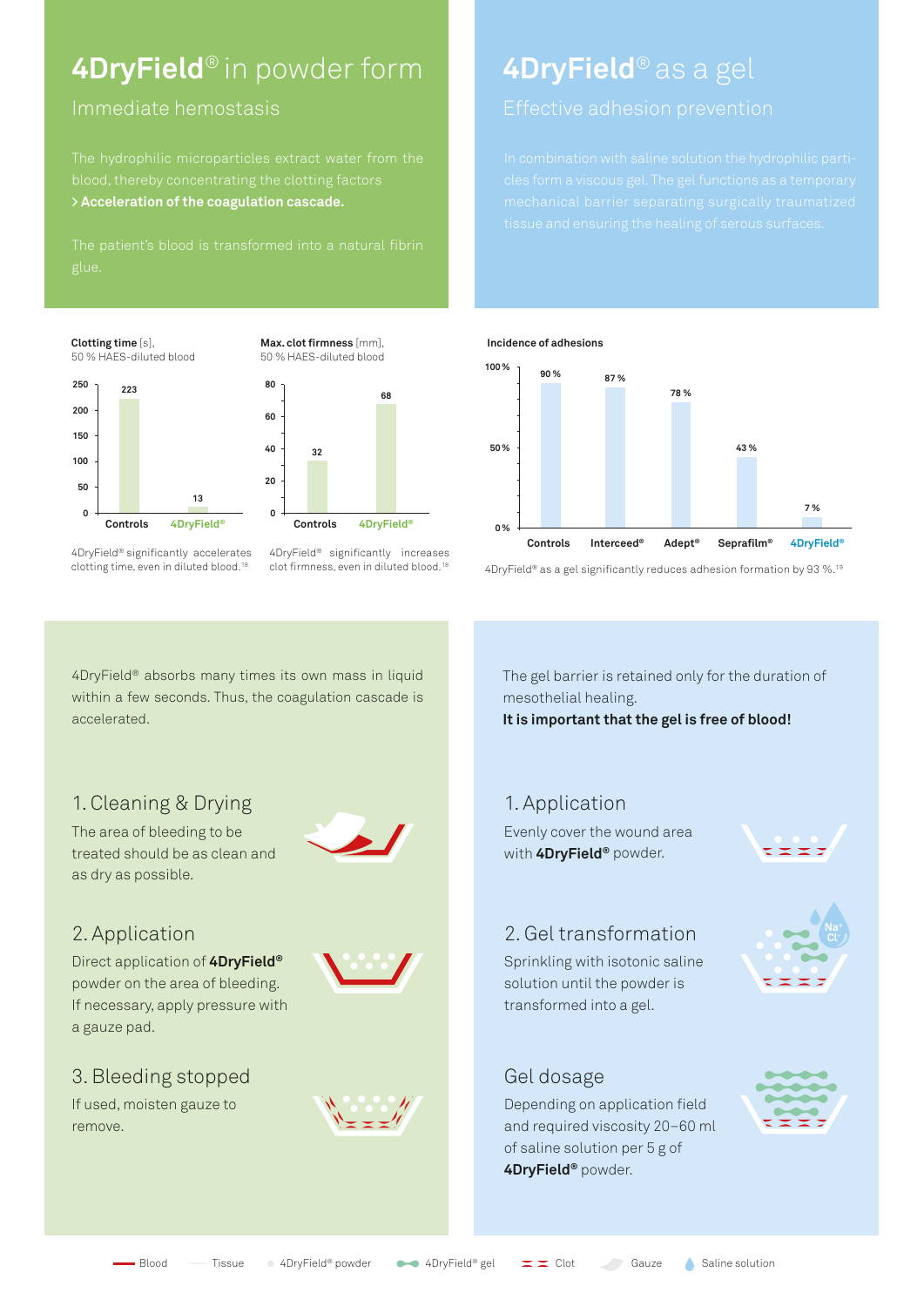# 4DryField® in powder form

## Immediate hemostasis

The hydrophilic microparticles extract water from the blood, thereby concentrating the clotting factors
**> Acceleration of the coagulation cascade.**

The patient's blood is transformed into a natural fibrin glue.

**Clotting time** [s], 50 % HAES-diluted blood

| | Controls | 4DryField® |
|---|---|---|
| Clotting time [s] | 223 | 13 |

4DryField® significantly accelerates clotting time, even in diluted blood.[18]

**Max. clot firmness** [mm], 50 % HAES-diluted blood

| | Controls | 4DryField® |
|---|---|---|
| Max. clot firmness [mm] | 32 | 68 |

4DryField® significantly increases clot firmness, even in diluted blood.[18]

# 4DryField® as a gel

## Effective adhesion prevention

In combination with saline solution the hydrophilic particles form a viscous gel. The gel functions as a temporary mechanical barrier separating surgically traumatized tissue and ensuring the healing of serous surfaces.

**Incidence of adhesions**

| Controls | Interceed® | Adept® | Seprafilm® | 4DryField® |
|---|---|---|---|---|
| 90 % | 87 % | 78 % | 43 % | 7 % |

4DryField® as a gel significantly reduces adhesion formation by 93 %.[19]

4DryField® absorbs many times its own mass in liquid within a few seconds. Thus, the coagulation cascade is accelerated.

### 1. Cleaning & Drying

The area of bleeding to be treated should be as clean and as dry as possible.

### 2. Application

Direct application of **4DryField®** powder on the area of bleeding. If necessary, apply pressure with a gauze pad.

### 3. Bleeding stopped

If used, moisten gauze to remove.

The gel barrier is retained only for the duration of mesothelial healing.
**It is important that the gel is free of blood!**

### 1. Application

Evenly cover the wound area with **4DryField®** powder.

### 2. Gel transformation

Sprinkling with isotonic saline solution until the powder is transformed into a gel.

### Gel dosage

Depending on application field and required viscosity 20–60 ml of saline solution per 5 g of **4DryField®** powder.

Blood · Tissue · 4DryField® powder · 4DryField® gel · Clot · Gauze · Saline solution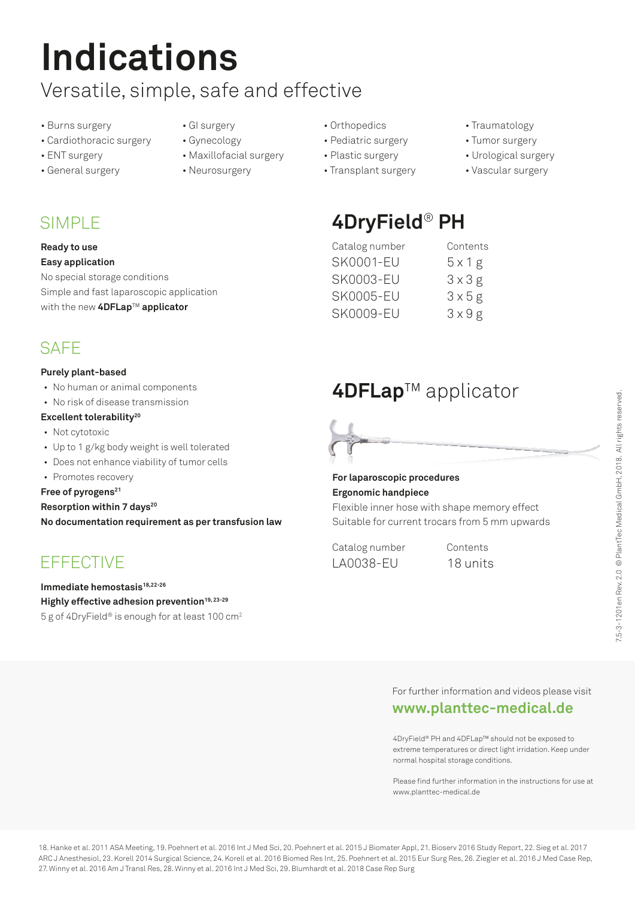# Indications

Versatile, simple, safe and effective

- Burns surgery
- Cardiothoracic surgery
- ENT surgery
- General surgery
- GI surgery
- Gynecology
- Maxillofacial surgery
- Neurosurgery
- Orthopedics
- Pediatric surgery
- Plastic surgery
- Transplant surgery
- Traumatology
- Tumor surgery
- Urological surgery
- Vascular surgery

## SIMPLE

**Ready to use**
**Easy application**
No special storage conditions
Simple and fast laparoscopic application with the new **4DFLap**™ **applicator**

## SAFE

**Purely plant-based**

- No human or animal components
- No risk of disease transmission

**Excellent tolerability**[20]

- Not cytotoxic
- Up to 1 g/kg body weight is well tolerated
- Does not enhance viability of tumor cells
- Promotes recovery

**Free of pyrogens**[21]
**Resorption within 7 days**[20]
**No documentation requirement as per transfusion law**

## EFFECTIVE

**Immediate hemostasis**[18,22-26]
**Highly effective adhesion prevention**[19,23-29]
5 g of 4DryField® is enough for at least 100 cm²

## 4DryField® PH

| Catalog number | Contents |
|---|---|
| SK0001-EU | 5 x 1 g |
| SK0003-EU | 3 x 3 g |
| SK0005-EU | 3 x 5 g |
| SK0009-EU | 3 x 9 g |

## 4DFLap™ applicator

**For laparoscopic procedures**
**Ergonomic handpiece**
Flexible inner hose with shape memory effect
Suitable for current trocars from 5 mm upwards

| Catalog number | Contents |
|---|---|
| LA0038-EU | 18 units |

For further information and videos please visit
**www.planttec-medical.de**

4DryField® PH and 4DFLap™ should not be exposed to extreme temperatures or direct light irridation. Keep under normal hospital storage conditions.

Please find further information in the instructions for use at www.planttec-medical.de

7.5-3-1201en Rev. 2.0 © PlantTec Medical GmbH, 2018. All rights reserved.

18. Hanke et al. 2011 ASA Meeting, 19. Poehnert et al. 2016 Int J Med Sci, 20. Poehnert et al. 2015 J Biomater Appl, 21. Bioserv 2016 Study Report, 22. Sieg et al. 2017 ARC J Anesthesiol, 23. Korell 2014 Surgical Science, 24. Korell et al. 2016 Biomed Res Int, 25. Poehnert et al. 2015 Eur Surg Res, 26. Ziegler et al. 2016 J Med Case Rep, 27. Winny et al. 2016 Am J Transl Res, 28. Winny et al. 2016 Int J Med Sci, 29. Blumhardt et al. 2018 Case Rep Surg